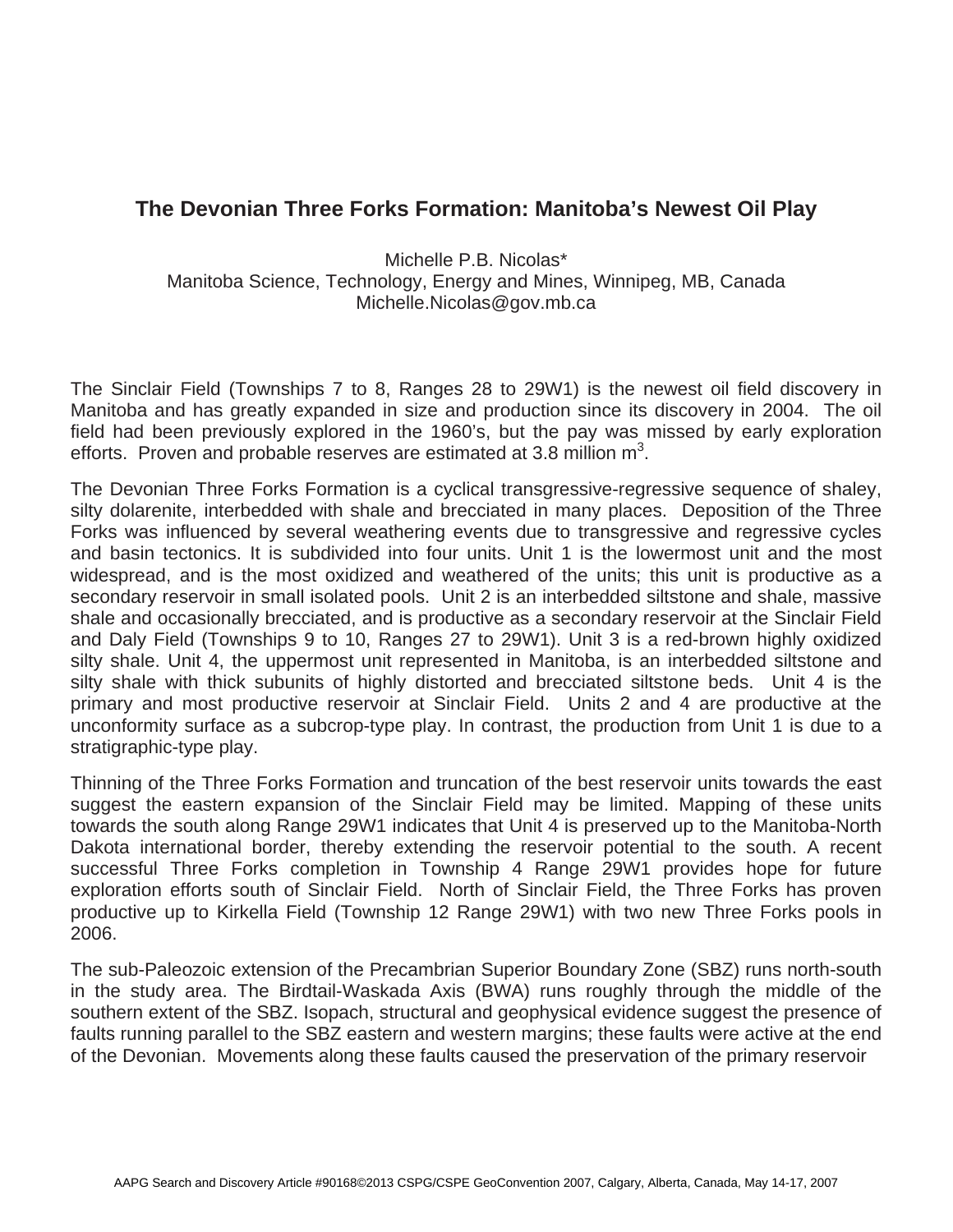# The Devonian Three Forks Formation: Manitoba's Newest Oil Play

Michelle P.B. Nicolas*
Manitoba Science, Technology, Energy and Mines, Winnipeg, MB, Canada
Michelle.Nicolas@gov.mb.ca

The Sinclair Field (Townships 7 to 8, Ranges 28 to 29W1) is the newest oil field discovery in Manitoba and has greatly expanded in size and production since its discovery in 2004. The oil field had been previously explored in the 1960's, but the pay was missed by early exploration efforts. Proven and probable reserves are estimated at 3.8 million $m^3$.

The Devonian Three Forks Formation is a cyclical transgressive-regressive sequence of shaley, silty dolarenite, interbedded with shale and brecciated in many places. Deposition of the Three Forks was influenced by several weathering events due to transgressive and regressive cycles and basin tectonics. It is subdivided into four units. Unit 1 is the lowermost unit and the most widespread, and is the most oxidized and weathered of the units; this unit is productive as a secondary reservoir in small isolated pools. Unit 2 is an interbedded siltstone and shale, massive shale and occasionally brecciated, and is productive as a secondary reservoir at the Sinclair Field and Daly Field (Townships 9 to 10, Ranges 27 to 29W1). Unit 3 is a red-brown highly oxidized silty shale. Unit 4, the uppermost unit represented in Manitoba, is an interbedded siltstone and silty shale with thick subunits of highly distorted and brecciated siltstone beds. Unit 4 is the primary and most productive reservoir at Sinclair Field. Units 2 and 4 are productive at the unconformity surface as a subcrop-type play. In contrast, the production from Unit 1 is due to a stratigraphic-type play.

Thinning of the Three Forks Formation and truncation of the best reservoir units towards the east suggest the eastern expansion of the Sinclair Field may be limited. Mapping of these units towards the south along Range 29W1 indicates that Unit 4 is preserved up to the Manitoba-North Dakota international border, thereby extending the reservoir potential to the south. A recent successful Three Forks completion in Township 4 Range 29W1 provides hope for future exploration efforts south of Sinclair Field. North of Sinclair Field, the Three Forks has proven productive up to Kirkella Field (Township 12 Range 29W1) with two new Three Forks pools in 2006.

The sub-Paleozoic extension of the Precambrian Superior Boundary Zone (SBZ) runs north-south in the study area. The Birdtail-Waskada Axis (BWA) runs roughly through the middle of the southern extent of the SBZ. Isopach, structural and geophysical evidence suggest the presence of faults running parallel to the SBZ eastern and western margins; these faults were active at the end of the Devonian. Movements along these faults caused the preservation of the primary reservoir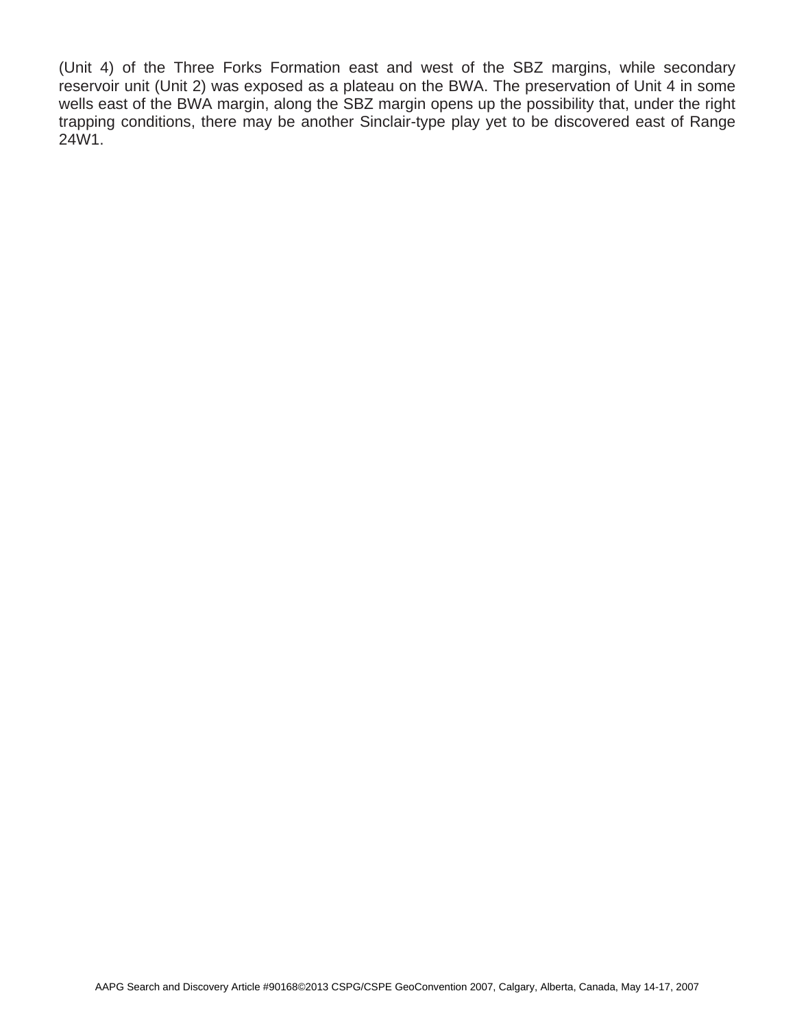(Unit 4) of the Three Forks Formation east and west of the SBZ margins, while secondary reservoir unit (Unit 2) was exposed as a plateau on the BWA. The preservation of Unit 4 in some wells east of the BWA margin, along the SBZ margin opens up the possibility that, under the right trapping conditions, there may be another Sinclair-type play yet to be discovered east of Range 24W1.